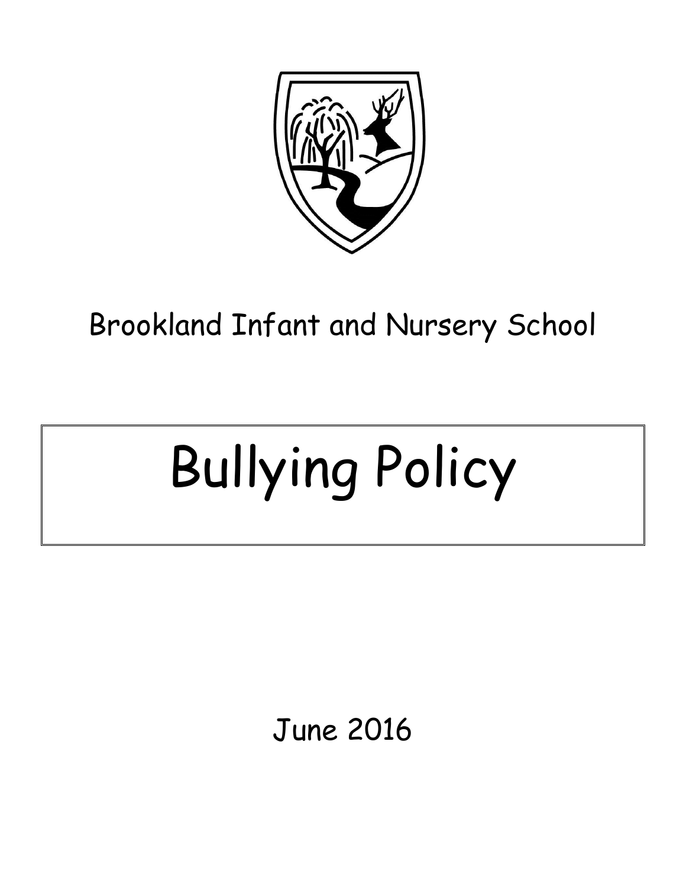Brookland Infant and Nursery School

# Bullying Policy

June 2016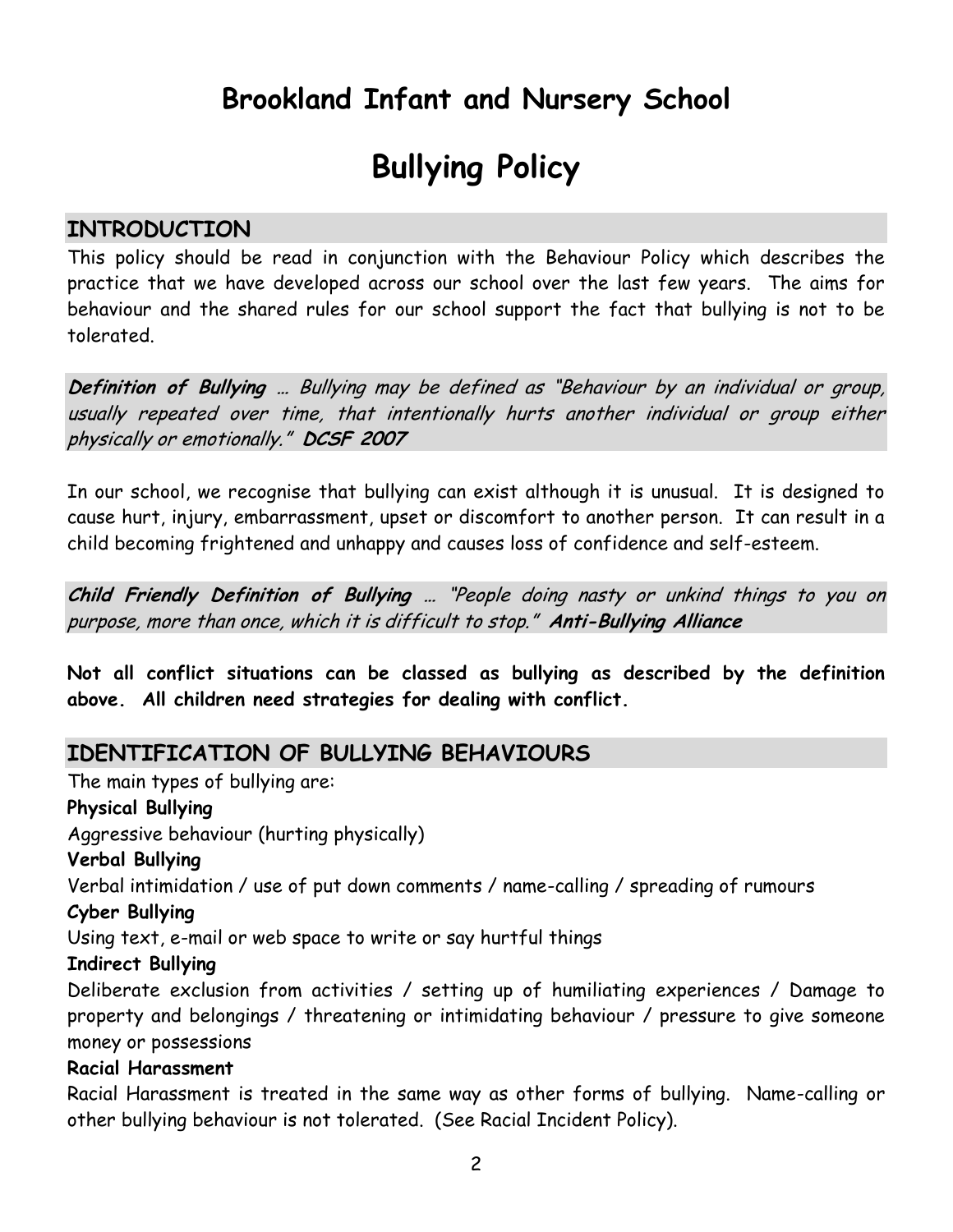# Brookland Infant and Nursery School

# Bullying Policy

## INTRODUCTION

This policy should be read in conjunction with the Behaviour Policy which describes the practice that we have developed across our school over the last few years. The aims for behaviour and the shared rules for our school support the fact that bullying is not to be tolerated.

***Definition of Bullying*** *… Bullying may be defined as "Behaviour by an individual or group, usually repeated over time, that intentionally hurts another individual or group either physically or emotionally."* ***DCSF 2007***

In our school, we recognise that bullying can exist although it is unusual. It is designed to cause hurt, injury, embarrassment, upset or discomfort to another person. It can result in a child becoming frightened and unhappy and causes loss of confidence and self-esteem.

***Child Friendly Definition of Bullying*** *… "People doing nasty or unkind things to you on purpose, more than once, which it is difficult to stop."* ***Anti-Bullying Alliance***

**Not all conflict situations can be classed as bullying as described by the definition above. All children need strategies for dealing with conflict.**

## IDENTIFICATION OF BULLYING BEHAVIOURS

The main types of bullying are:

**Physical Bullying**

Aggressive behaviour (hurting physically)

**Verbal Bullying**

Verbal intimidation / use of put down comments / name-calling / spreading of rumours

**Cyber Bullying**

Using text, e-mail or web space to write or say hurtful things

**Indirect Bullying**

Deliberate exclusion from activities / setting up of humiliating experiences / Damage to property and belongings / threatening or intimidating behaviour / pressure to give someone money or possessions

**Racial Harassment**

Racial Harassment is treated in the same way as other forms of bullying. Name-calling or other bullying behaviour is not tolerated. (See Racial Incident Policy).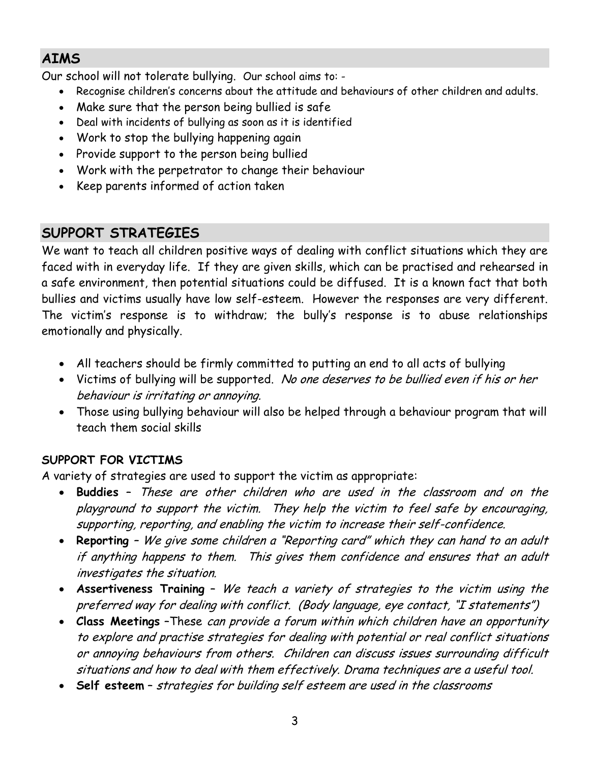## AIMS

Our school will not tolerate bullying. Our school aims to: -

- Recognise children's concerns about the attitude and behaviours of other children and adults.
- Make sure that the person being bullied is safe
- Deal with incidents of bullying as soon as it is identified
- Work to stop the bullying happening again
- Provide support to the person being bullied
- Work with the perpetrator to change their behaviour
- Keep parents informed of action taken

## SUPPORT STRATEGIES

We want to teach all children positive ways of dealing with conflict situations which they are faced with in everyday life. If they are given skills, which can be practised and rehearsed in a safe environment, then potential situations could be diffused. It is a known fact that both bullies and victims usually have low self-esteem. However the responses are very different. The victim's response is to withdraw; the bully's response is to abuse relationships emotionally and physically.

- All teachers should be firmly committed to putting an end to all acts of bullying
- Victims of bullying will be supported. *No one deserves to be bullied even if his or her behaviour is irritating or annoying.*
- Those using bullying behaviour will also be helped through a behaviour program that will teach them social skills

### SUPPORT FOR VICTIMS

A variety of strategies are used to support the victim as appropriate:

- **Buddies** – *These are other children who are used in the classroom and on the playground to support the victim. They help the victim to feel safe by encouraging, supporting, reporting, and enabling the victim to increase their self-confidence.*
- **Reporting** – *We give some children a "Reporting card" which they can hand to an adult if anything happens to them. This gives them confidence and ensures that an adult investigates the situation.*
- **Assertiveness Training** – *We teach a variety of strategies to the victim using the preferred way for dealing with conflict. (Body language, eye contact, "I statements")*
- **Class Meetings** –These *can provide a forum within which children have an opportunity to explore and practise strategies for dealing with potential or real conflict situations or annoying behaviours from others. Children can discuss issues surrounding difficult situations and how to deal with them effectively. Drama techniques are a useful tool.*
- **Self esteem** – *strategies for building self esteem are used in the classrooms*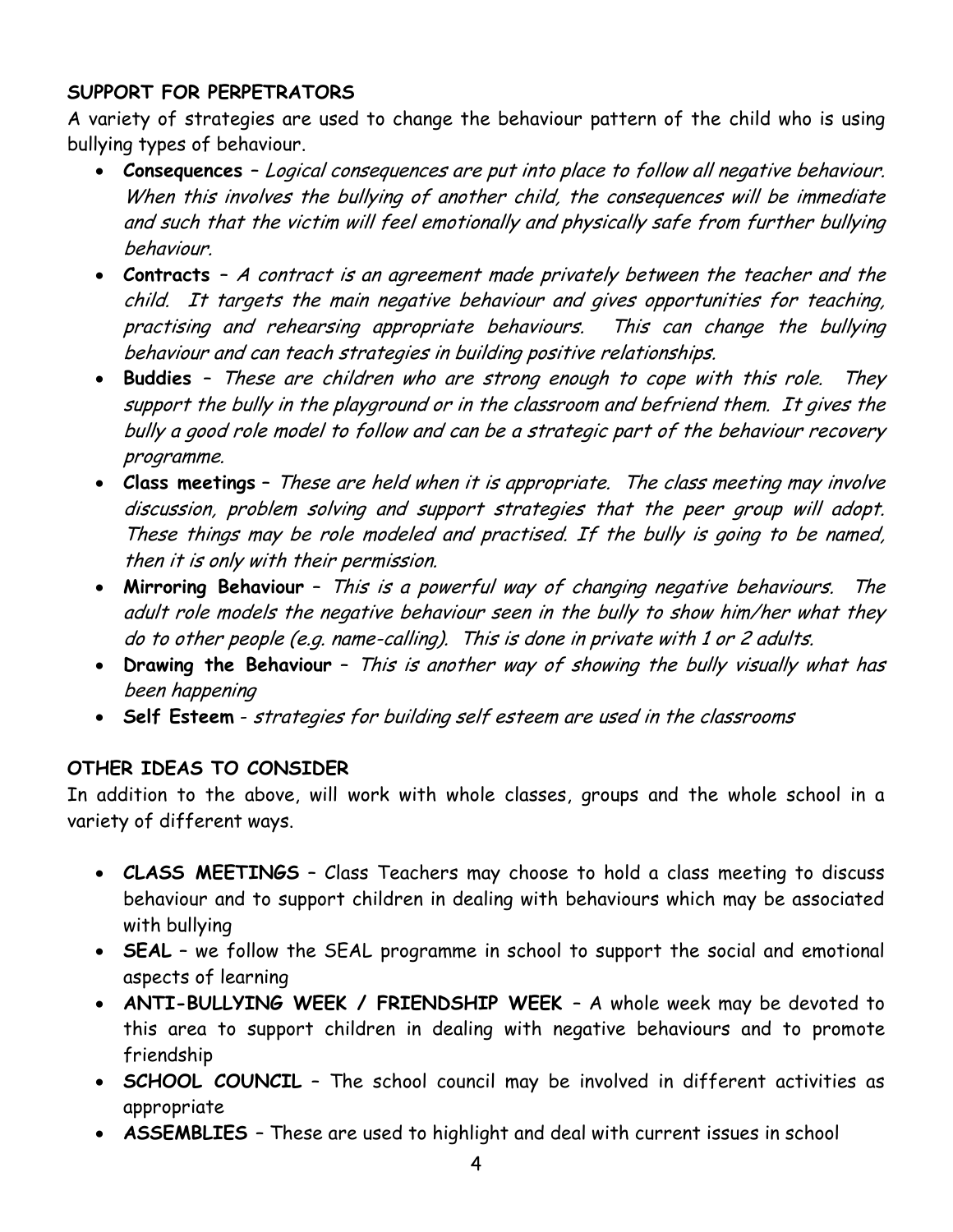## SUPPORT FOR PERPETRATORS

A variety of strategies are used to change the behaviour pattern of the child who is using bullying types of behaviour.

- **Consequences** – *Logical consequences are put into place to follow all negative behaviour. When this involves the bullying of another child, the consequences will be immediate and such that the victim will feel emotionally and physically safe from further bullying behaviour.*
- **Contracts** – *A contract is an agreement made privately between the teacher and the child. It targets the main negative behaviour and gives opportunities for teaching, practising and rehearsing appropriate behaviours. This can change the bullying behaviour and can teach strategies in building positive relationships.*
- **Buddies** – *These are children who are strong enough to cope with this role. They support the bully in the playground or in the classroom and befriend them. It gives the bully a good role model to follow and can be a strategic part of the behaviour recovery programme.*
- **Class meetings** – *These are held when it is appropriate. The class meeting may involve discussion, problem solving and support strategies that the peer group will adopt. These things may be role modeled and practised. If the bully is going to be named, then it is only with their permission.*
- **Mirroring Behaviour** – *This is a powerful way of changing negative behaviours. The adult role models the negative behaviour seen in the bully to show him/her what they do to other people (e.g. name-calling). This is done in private with 1 or 2 adults.*
- **Drawing the Behaviour** – *This is another way of showing the bully visually what has been happening*
- **Self Esteem** - *strategies for building self esteem are used in the classrooms*

## OTHER IDEAS TO CONSIDER

In addition to the above, will work with whole classes, groups and the whole school in a variety of different ways.

- **CLASS MEETINGS** – Class Teachers may choose to hold a class meeting to discuss behaviour and to support children in dealing with behaviours which may be associated with bullying
- **SEAL** – we follow the SEAL programme in school to support the social and emotional aspects of learning
- **ANTI-BULLYING WEEK / FRIENDSHIP WEEK** – A whole week may be devoted to this area to support children in dealing with negative behaviours and to promote friendship
- **SCHOOL COUNCIL** – The school council may be involved in different activities as appropriate
- **ASSEMBLIES** – These are used to highlight and deal with current issues in school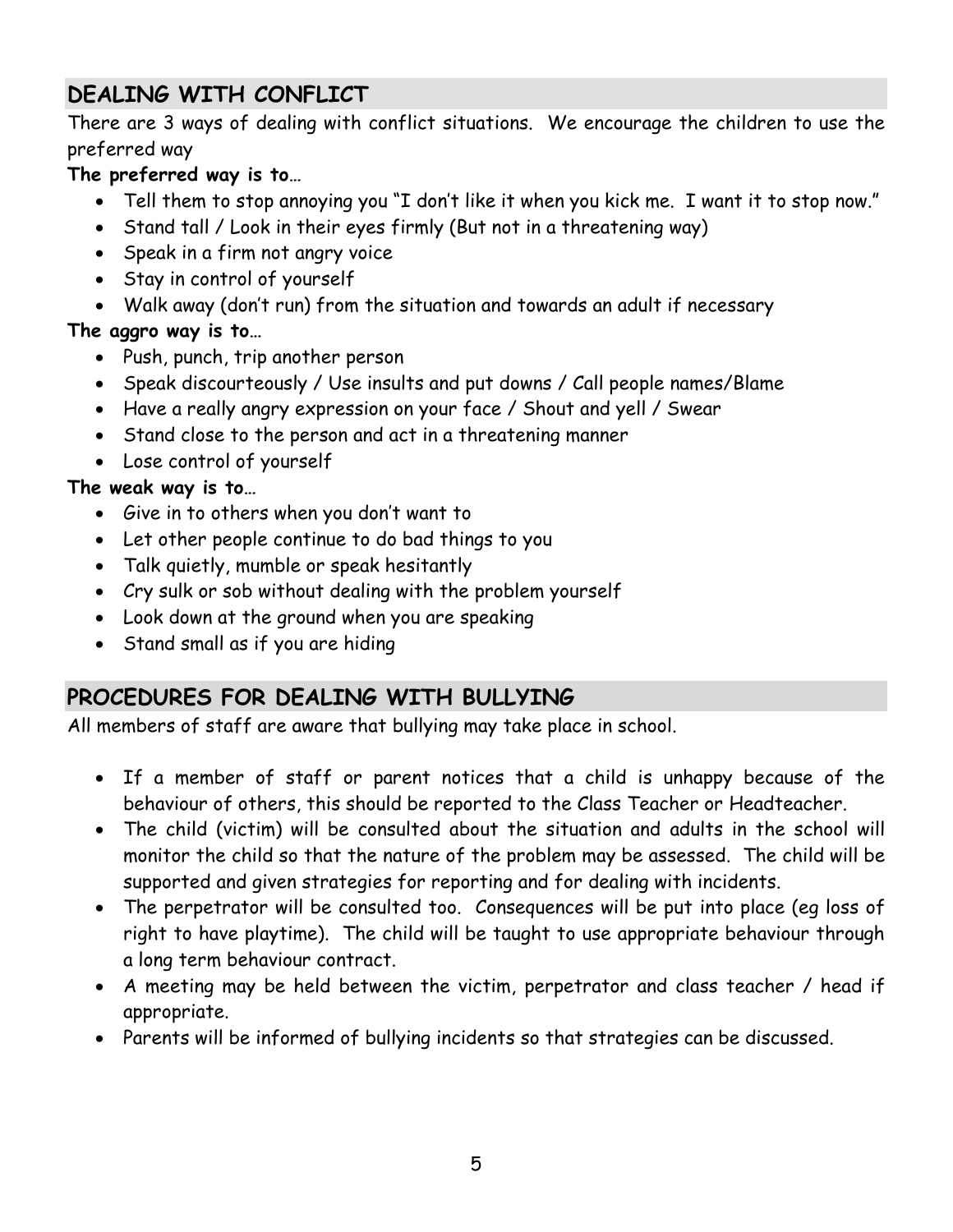## DEALING WITH CONFLICT

There are 3 ways of dealing with conflict situations. We encourage the children to use the preferred way

**The preferred way is to…**

- Tell them to stop annoying you "I don't like it when you kick me. I want it to stop now."
- Stand tall / Look in their eyes firmly (But not in a threatening way)
- Speak in a firm not angry voice
- Stay in control of yourself
- Walk away (don't run) from the situation and towards an adult if necessary

**The aggro way is to…**

- Push, punch, trip another person
- Speak discourteously / Use insults and put downs / Call people names/Blame
- Have a really angry expression on your face / Shout and yell / Swear
- Stand close to the person and act in a threatening manner
- Lose control of yourself

**The weak way is to…**

- Give in to others when you don't want to
- Let other people continue to do bad things to you
- Talk quietly, mumble or speak hesitantly
- Cry sulk or sob without dealing with the problem yourself
- Look down at the ground when you are speaking
- Stand small as if you are hiding

## PROCEDURES FOR DEALING WITH BULLYING

All members of staff are aware that bullying may take place in school.

- If a member of staff or parent notices that a child is unhappy because of the behaviour of others, this should be reported to the Class Teacher or Headteacher.
- The child (victim) will be consulted about the situation and adults in the school will monitor the child so that the nature of the problem may be assessed. The child will be supported and given strategies for reporting and for dealing with incidents.
- The perpetrator will be consulted too. Consequences will be put into place (eg loss of right to have playtime). The child will be taught to use appropriate behaviour through a long term behaviour contract.
- A meeting may be held between the victim, perpetrator and class teacher / head if appropriate.
- Parents will be informed of bullying incidents so that strategies can be discussed.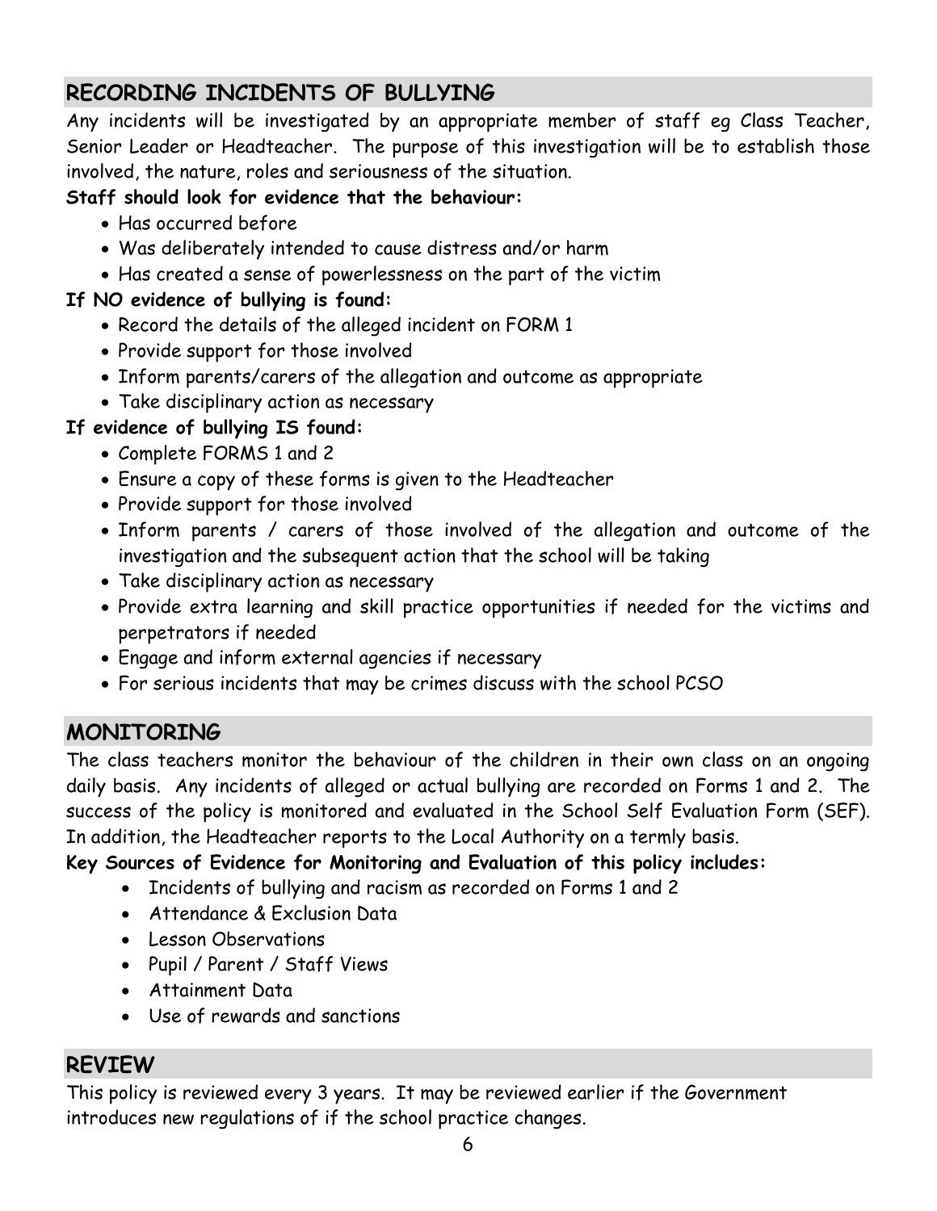## RECORDING INCIDENTS OF BULLYING

Any incidents will be investigated by an appropriate member of staff eg Class Teacher, Senior Leader or Headteacher. The purpose of this investigation will be to establish those involved, the nature, roles and seriousness of the situation.

**Staff should look for evidence that the behaviour:**

- Has occurred before
- Was deliberately intended to cause distress and/or harm
- Has created a sense of powerlessness on the part of the victim

**If NO evidence of bullying is found:**

- Record the details of the alleged incident on FORM 1
- Provide support for those involved
- Inform parents/carers of the allegation and outcome as appropriate
- Take disciplinary action as necessary

**If evidence of bullying IS found:**

- Complete FORMS 1 and 2
- Ensure a copy of these forms is given to the Headteacher
- Provide support for those involved
- Inform parents / carers of those involved of the allegation and outcome of the investigation and the subsequent action that the school will be taking
- Take disciplinary action as necessary
- Provide extra learning and skill practice opportunities if needed for the victims and perpetrators if needed
- Engage and inform external agencies if necessary
- For serious incidents that may be crimes discuss with the school PCSO

## MONITORING

The class teachers monitor the behaviour of the children in their own class on an ongoing daily basis. Any incidents of alleged or actual bullying are recorded on Forms 1 and 2. The success of the policy is monitored and evaluated in the School Self Evaluation Form (SEF). In addition, the Headteacher reports to the Local Authority on a termly basis.

**Key Sources of Evidence for Monitoring and Evaluation of this policy includes:**

- Incidents of bullying and racism as recorded on Forms 1 and 2
- Attendance & Exclusion Data
- Lesson Observations
- Pupil / Parent / Staff Views
- Attainment Data
- Use of rewards and sanctions

## REVIEW

This policy is reviewed every 3 years. It may be reviewed earlier if the Government introduces new regulations of if the school practice changes.